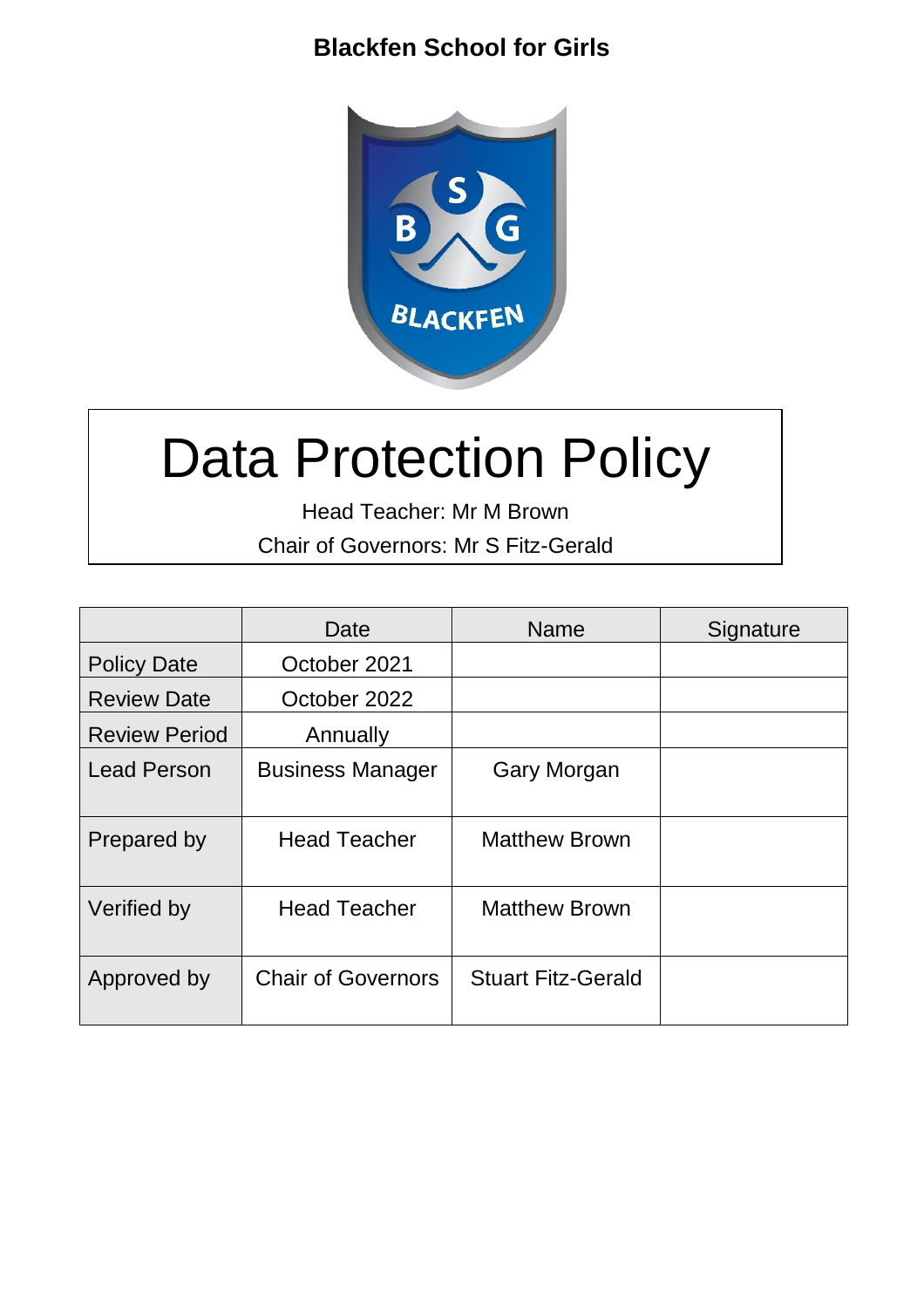**Blackfen School for Girls**

# Data Protection Policy

Head Teacher: Mr M Brown

Chair of Governors: Mr S Fitz-Gerald

| | Date | Name | Signature |
|---|---|---|---|
| Policy Date | October 2021 | | |
| Review Date | October 2022 | | |
| Review Period | Annually | | |
| Lead Person | Business Manager | Gary Morgan | |
| Prepared by | Head Teacher | Matthew Brown | |
| Verified by | Head Teacher | Matthew Brown | |
| Approved by | Chair of Governors | Stuart Fitz-Gerald | |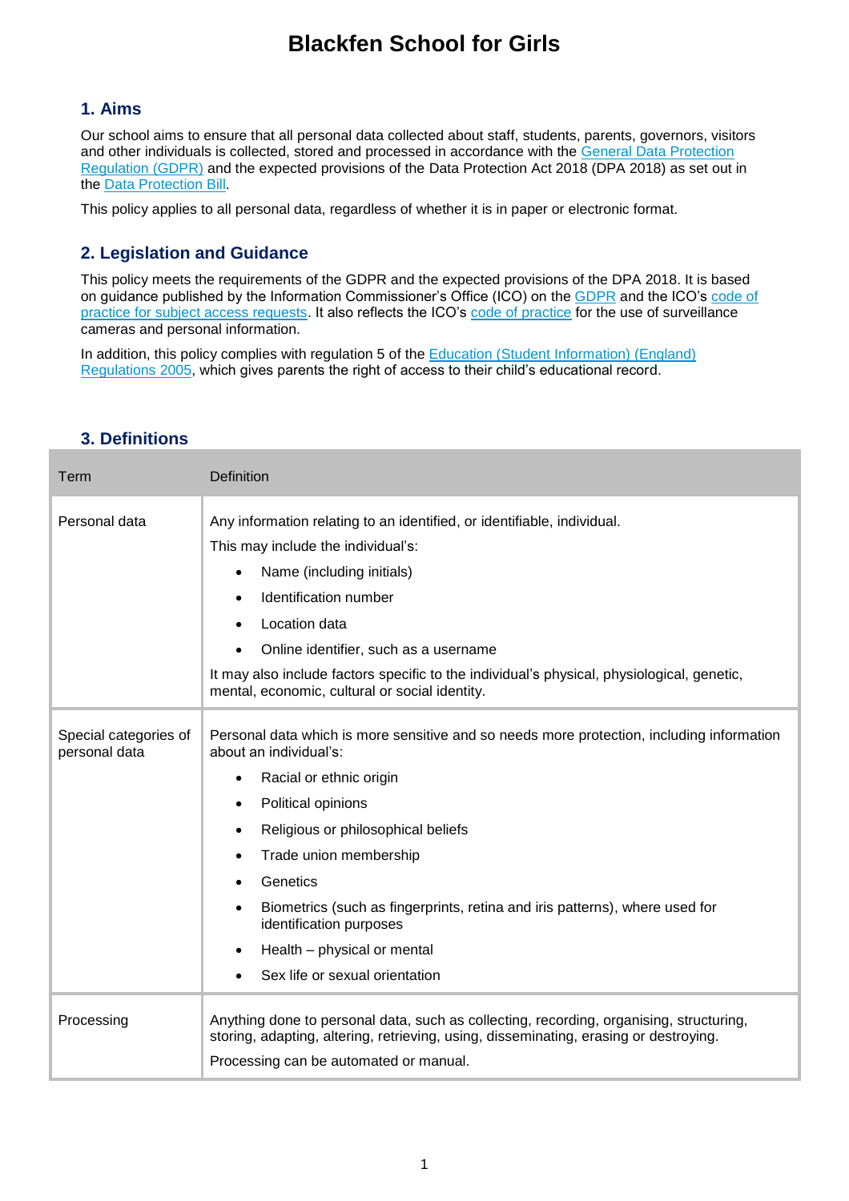# Blackfen School for Girls

## 1. Aims

Our school aims to ensure that all personal data collected about staff, students, parents, governors, visitors and other individuals is collected, stored and processed in accordance with the General Data Protection Regulation (GDPR) and the expected provisions of the Data Protection Act 2018 (DPA 2018) as set out in the Data Protection Bill.

This policy applies to all personal data, regardless of whether it is in paper or electronic format.

## 2. Legislation and Guidance

This policy meets the requirements of the GDPR and the expected provisions of the DPA 2018. It is based on guidance published by the Information Commissioner's Office (ICO) on the GDPR and the ICO's code of practice for subject access requests. It also reflects the ICO's code of practice for the use of surveillance cameras and personal information.

In addition, this policy complies with regulation 5 of the Education (Student Information) (England) Regulations 2005, which gives parents the right of access to their child's educational record.

## 3. Definitions

| Term | Definition |
|---|---|
| Personal data | Any information relating to an identified, or identifiable, individual.<br>This may include the individual's:<br>• Name (including initials)<br>• Identification number<br>• Location data<br>• Online identifier, such as a username<br>It may also include factors specific to the individual's physical, physiological, genetic, mental, economic, cultural or social identity. |
| Special categories of personal data | Personal data which is more sensitive and so needs more protection, including information about an individual's:<br>• Racial or ethnic origin<br>• Political opinions<br>• Religious or philosophical beliefs<br>• Trade union membership<br>• Genetics<br>• Biometrics (such as fingerprints, retina and iris patterns), where used for identification purposes<br>• Health – physical or mental<br>• Sex life or sexual orientation |
| Processing | Anything done to personal data, such as collecting, recording, organising, structuring, storing, adapting, altering, retrieving, using, disseminating, erasing or destroying.<br>Processing can be automated or manual. |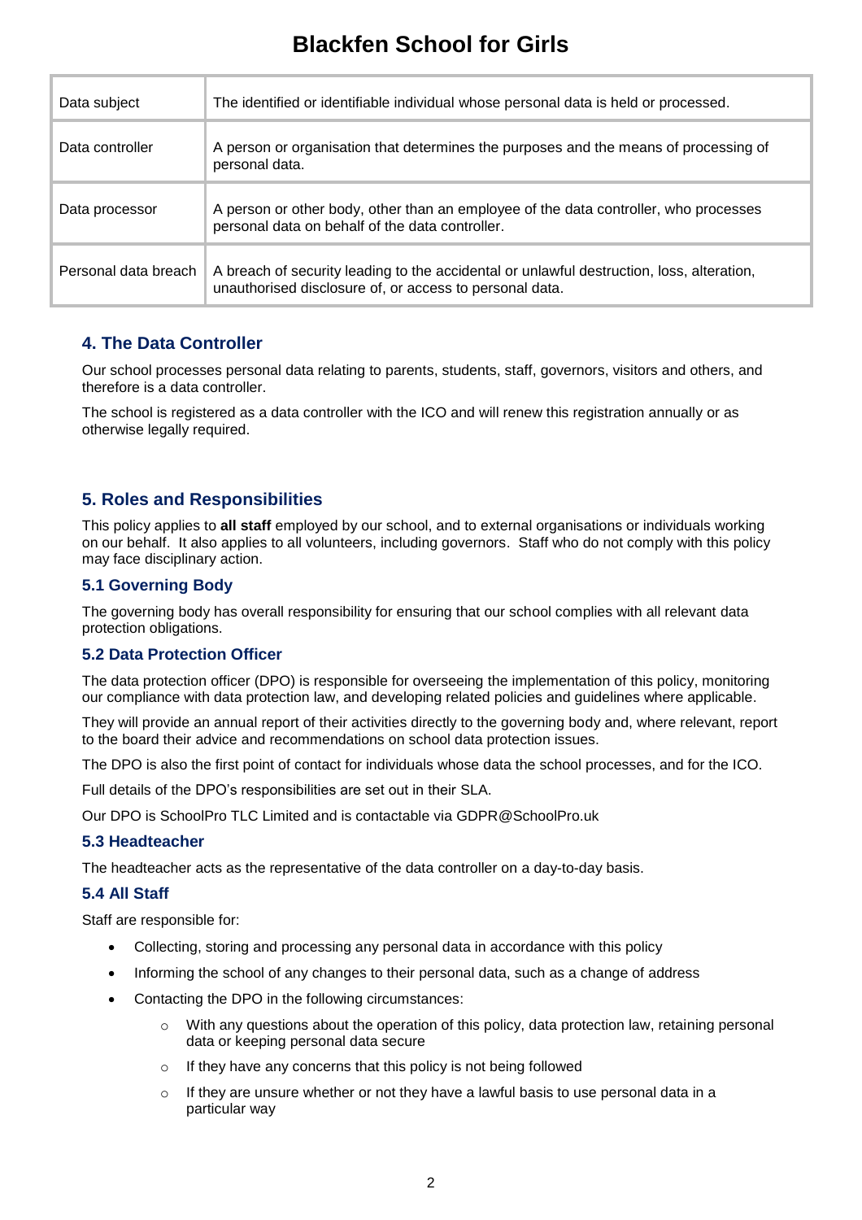| | |
|---|---|
| Data subject | The identified or identifiable individual whose personal data is held or processed. |
| Data controller | A person or organisation that determines the purposes and the means of processing of personal data. |
| Data processor | A person or other body, other than an employee of the data controller, who processes personal data on behalf of the data controller. |
| Personal data breach | A breach of security leading to the accidental or unlawful destruction, loss, alteration, unauthorised disclosure of, or access to personal data. |

## 4. The Data Controller

Our school processes personal data relating to parents, students, staff, governors, visitors and others, and therefore is a data controller.

The school is registered as a data controller with the ICO and will renew this registration annually or as otherwise legally required.

## 5. Roles and Responsibilities

This policy applies to **all staff** employed by our school, and to external organisations or individuals working on our behalf. It also applies to all volunteers, including governors. Staff who do not comply with this policy may face disciplinary action.

### 5.1 Governing Body

The governing body has overall responsibility for ensuring that our school complies with all relevant data protection obligations.

### 5.2 Data Protection Officer

The data protection officer (DPO) is responsible for overseeing the implementation of this policy, monitoring our compliance with data protection law, and developing related policies and guidelines where applicable.

They will provide an annual report of their activities directly to the governing body and, where relevant, report to the board their advice and recommendations on school data protection issues.

The DPO is also the first point of contact for individuals whose data the school processes, and for the ICO.

Full details of the DPO's responsibilities are set out in their SLA.

Our DPO is SchoolPro TLC Limited and is contactable via GDPR@SchoolPro.uk

### 5.3 Headteacher

The headteacher acts as the representative of the data controller on a day-to-day basis.

### 5.4 All Staff

Staff are responsible for:

- Collecting, storing and processing any personal data in accordance with this policy
- Informing the school of any changes to their personal data, such as a change of address
- Contacting the DPO in the following circumstances:
  - With any questions about the operation of this policy, data protection law, retaining personal data or keeping personal data secure
  - If they have any concerns that this policy is not being followed
  - If they are unsure whether or not they have a lawful basis to use personal data in a particular way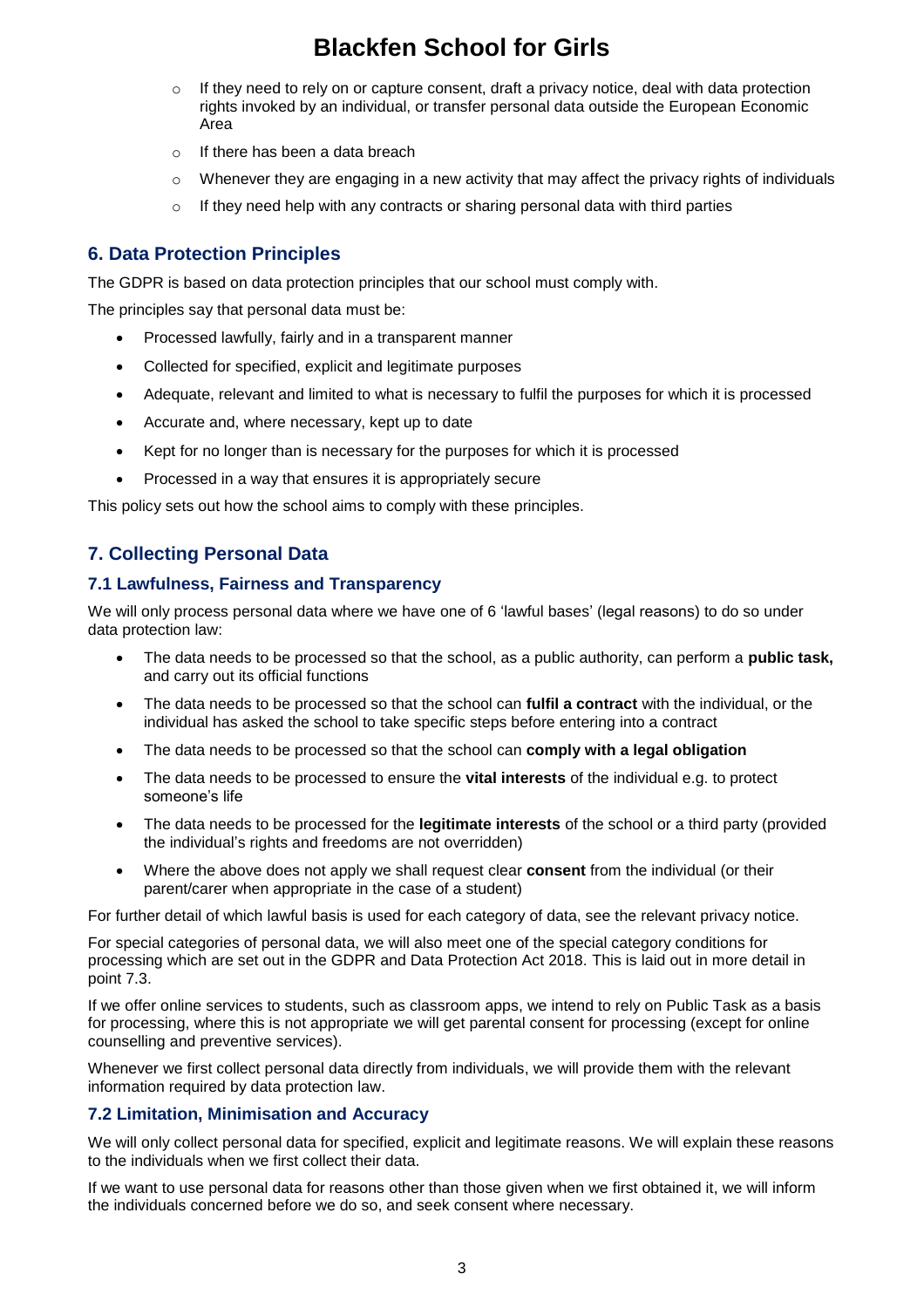- If they need to rely on or capture consent, draft a privacy notice, deal with data protection rights invoked by an individual, or transfer personal data outside the European Economic Area
- If there has been a data breach
- Whenever they are engaging in a new activity that may affect the privacy rights of individuals
- If they need help with any contracts or sharing personal data with third parties

## 6. Data Protection Principles

The GDPR is based on data protection principles that our school must comply with.

The principles say that personal data must be:

- Processed lawfully, fairly and in a transparent manner
- Collected for specified, explicit and legitimate purposes
- Adequate, relevant and limited to what is necessary to fulfil the purposes for which it is processed
- Accurate and, where necessary, kept up to date
- Kept for no longer than is necessary for the purposes for which it is processed
- Processed in a way that ensures it is appropriately secure

This policy sets out how the school aims to comply with these principles.

## 7. Collecting Personal Data

### 7.1 Lawfulness, Fairness and Transparency

We will only process personal data where we have one of 6 'lawful bases' (legal reasons) to do so under data protection law:

- The data needs to be processed so that the school, as a public authority, can perform a **public task,** and carry out its official functions
- The data needs to be processed so that the school can **fulfil a contract** with the individual, or the individual has asked the school to take specific steps before entering into a contract
- The data needs to be processed so that the school can **comply with a legal obligation**
- The data needs to be processed to ensure the **vital interests** of the individual e.g. to protect someone's life
- The data needs to be processed for the **legitimate interests** of the school or a third party (provided the individual's rights and freedoms are not overridden)
- Where the above does not apply we shall request clear **consent** from the individual (or their parent/carer when appropriate in the case of a student)

For further detail of which lawful basis is used for each category of data, see the relevant privacy notice.

For special categories of personal data, we will also meet one of the special category conditions for processing which are set out in the GDPR and Data Protection Act 2018. This is laid out in more detail in point 7.3.

If we offer online services to students, such as classroom apps, we intend to rely on Public Task as a basis for processing, where this is not appropriate we will get parental consent for processing (except for online counselling and preventive services).

Whenever we first collect personal data directly from individuals, we will provide them with the relevant information required by data protection law.

### 7.2 Limitation, Minimisation and Accuracy

We will only collect personal data for specified, explicit and legitimate reasons. We will explain these reasons to the individuals when we first collect their data.

If we want to use personal data for reasons other than those given when we first obtained it, we will inform the individuals concerned before we do so, and seek consent where necessary.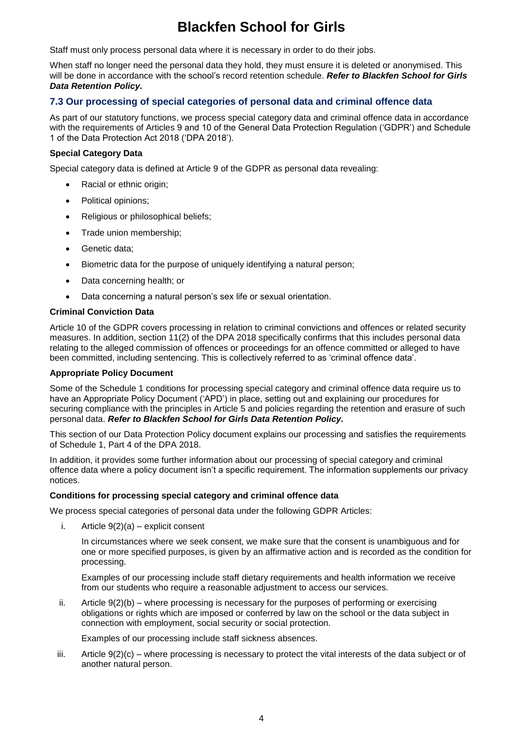Staff must only process personal data where it is necessary in order to do their jobs.

When staff no longer need the personal data they hold, they must ensure it is deleted or anonymised. This will be done in accordance with the school's record retention schedule. ***Refer to Blackfen School for Girls Data Retention Policy.***

### 7.3 Our processing of special categories of personal data and criminal offence data

As part of our statutory functions, we process special category data and criminal offence data in accordance with the requirements of Articles 9 and 10 of the General Data Protection Regulation ('GDPR') and Schedule 1 of the Data Protection Act 2018 ('DPA 2018').

**Special Category Data**

Special category data is defined at Article 9 of the GDPR as personal data revealing:

- Racial or ethnic origin;
- Political opinions;
- Religious or philosophical beliefs;
- Trade union membership;
- Genetic data;
- Biometric data for the purpose of uniquely identifying a natural person;
- Data concerning health; or
- Data concerning a natural person's sex life or sexual orientation.

**Criminal Conviction Data**

Article 10 of the GDPR covers processing in relation to criminal convictions and offences or related security measures. In addition, section 11(2) of the DPA 2018 specifically confirms that this includes personal data relating to the alleged commission of offences or proceedings for an offence committed or alleged to have been committed, including sentencing. This is collectively referred to as 'criminal offence data'.

**Appropriate Policy Document**

Some of the Schedule 1 conditions for processing special category and criminal offence data require us to have an Appropriate Policy Document ('APD') in place, setting out and explaining our procedures for securing compliance with the principles in Article 5 and policies regarding the retention and erasure of such personal data. ***Refer to Blackfen School for Girls Data Retention Policy.***

This section of our Data Protection Policy document explains our processing and satisfies the requirements of Schedule 1, Part 4 of the DPA 2018.

In addition, it provides some further information about our processing of special category and criminal offence data where a policy document isn't a specific requirement. The information supplements our privacy notices.

**Conditions for processing special category and criminal offence data**

We process special categories of personal data under the following GDPR Articles:

i. Article 9(2)(a) – explicit consent

   In circumstances where we seek consent, we make sure that the consent is unambiguous and for one or more specified purposes, is given by an affirmative action and is recorded as the condition for processing.

   Examples of our processing include staff dietary requirements and health information we receive from our students who require a reasonable adjustment to access our services.

ii. Article 9(2)(b) – where processing is necessary for the purposes of performing or exercising obligations or rights which are imposed or conferred by law on the school or the data subject in connection with employment, social security or social protection.

   Examples of our processing include staff sickness absences.

iii. Article 9(2)(c) – where processing is necessary to protect the vital interests of the data subject or of another natural person.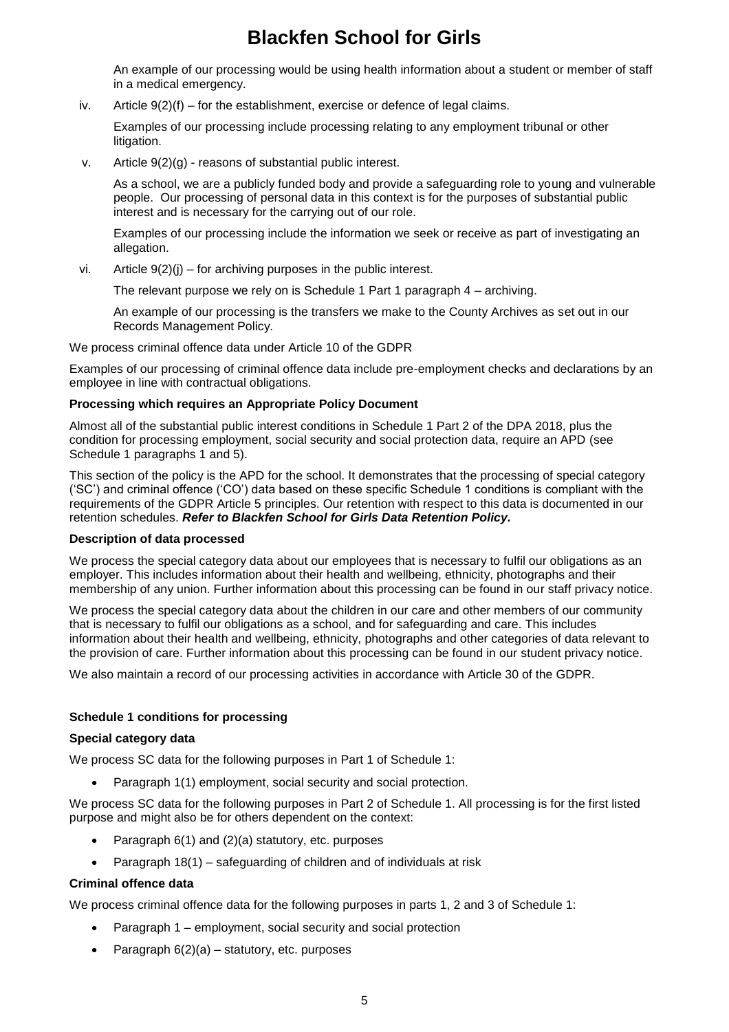An example of our processing would be using health information about a student or member of staff in a medical emergency.

iv. Article 9(2)(f) – for the establishment, exercise or defence of legal claims.

Examples of our processing include processing relating to any employment tribunal or other litigation.

v. Article 9(2)(g) - reasons of substantial public interest.

As a school, we are a publicly funded body and provide a safeguarding role to young and vulnerable people. Our processing of personal data in this context is for the purposes of substantial public interest and is necessary for the carrying out of our role.

Examples of our processing include the information we seek or receive as part of investigating an allegation.

vi. Article 9(2)(j) – for archiving purposes in the public interest.

The relevant purpose we rely on is Schedule 1 Part 1 paragraph 4 – archiving.

An example of our processing is the transfers we make to the County Archives as set out in our Records Management Policy.

We process criminal offence data under Article 10 of the GDPR

Examples of our processing of criminal offence data include pre-employment checks and declarations by an employee in line with contractual obligations.

**Processing which requires an Appropriate Policy Document**

Almost all of the substantial public interest conditions in Schedule 1 Part 2 of the DPA 2018, plus the condition for processing employment, social security and social protection data, require an APD (see Schedule 1 paragraphs 1 and 5).

This section of the policy is the APD for the school. It demonstrates that the processing of special category ('SC') and criminal offence ('CO') data based on these specific Schedule 1 conditions is compliant with the requirements of the GDPR Article 5 principles. Our retention with respect to this data is documented in our retention schedules. ***Refer to Blackfen School for Girls Data Retention Policy.***

**Description of data processed**

We process the special category data about our employees that is necessary to fulfil our obligations as an employer. This includes information about their health and wellbeing, ethnicity, photographs and their membership of any union. Further information about this processing can be found in our staff privacy notice.

We process the special category data about the children in our care and other members of our community that is necessary to fulfil our obligations as a school, and for safeguarding and care. This includes information about their health and wellbeing, ethnicity, photographs and other categories of data relevant to the provision of care. Further information about this processing can be found in our student privacy notice.

We also maintain a record of our processing activities in accordance with Article 30 of the GDPR.

**Schedule 1 conditions for processing**

**Special category data**

We process SC data for the following purposes in Part 1 of Schedule 1:

- Paragraph 1(1) employment, social security and social protection.

We process SC data for the following purposes in Part 2 of Schedule 1. All processing is for the first listed purpose and might also be for others dependent on the context:

- Paragraph 6(1) and (2)(a) statutory, etc. purposes
- Paragraph 18(1) – safeguarding of children and of individuals at risk

**Criminal offence data**

We process criminal offence data for the following purposes in parts 1, 2 and 3 of Schedule 1:

- Paragraph 1 – employment, social security and social protection
- Paragraph 6(2)(a) – statutory, etc. purposes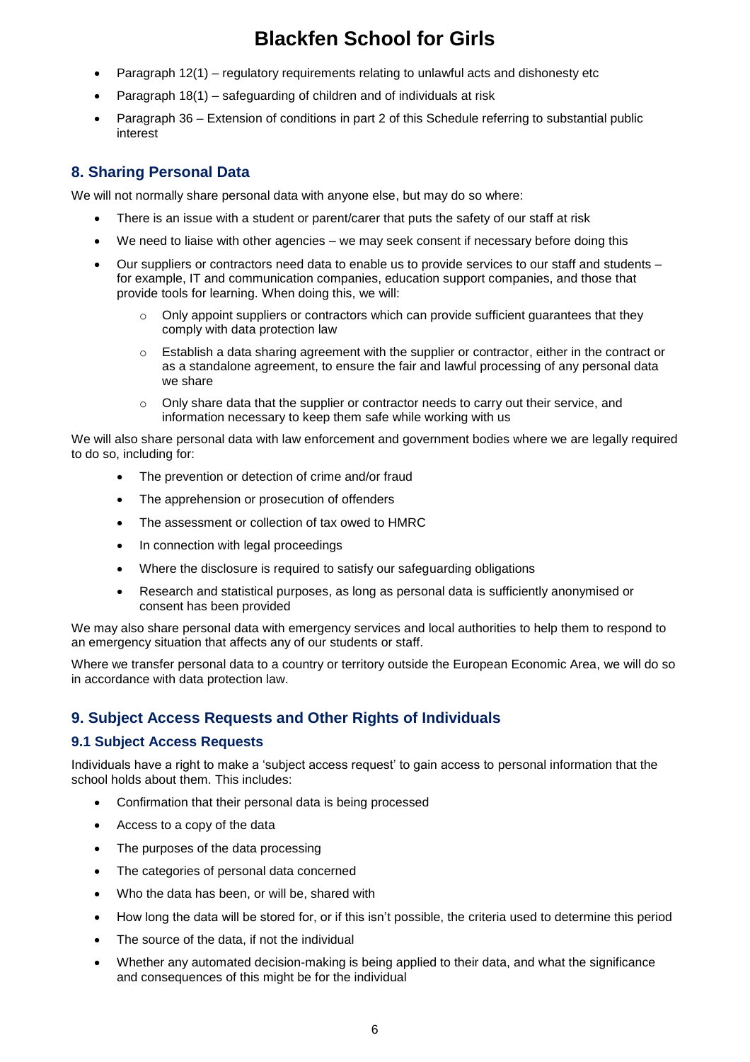- Paragraph 12(1) – regulatory requirements relating to unlawful acts and dishonesty etc
- Paragraph 18(1) – safeguarding of children and of individuals at risk
- Paragraph 36 – Extension of conditions in part 2 of this Schedule referring to substantial public interest

## 8. Sharing Personal Data

We will not normally share personal data with anyone else, but may do so where:

- There is an issue with a student or parent/carer that puts the safety of our staff at risk
- We need to liaise with other agencies – we may seek consent if necessary before doing this
- Our suppliers or contractors need data to enable us to provide services to our staff and students – for example, IT and communication companies, education support companies, and those that provide tools for learning. When doing this, we will:
    - Only appoint suppliers or contractors which can provide sufficient guarantees that they comply with data protection law
    - Establish a data sharing agreement with the supplier or contractor, either in the contract or as a standalone agreement, to ensure the fair and lawful processing of any personal data we share
    - Only share data that the supplier or contractor needs to carry out their service, and information necessary to keep them safe while working with us

We will also share personal data with law enforcement and government bodies where we are legally required to do so, including for:

- The prevention or detection of crime and/or fraud
- The apprehension or prosecution of offenders
- The assessment or collection of tax owed to HMRC
- In connection with legal proceedings
- Where the disclosure is required to satisfy our safeguarding obligations
- Research and statistical purposes, as long as personal data is sufficiently anonymised or consent has been provided

We may also share personal data with emergency services and local authorities to help them to respond to an emergency situation that affects any of our students or staff.

Where we transfer personal data to a country or territory outside the European Economic Area, we will do so in accordance with data protection law.

## 9. Subject Access Requests and Other Rights of Individuals

### 9.1 Subject Access Requests

Individuals have a right to make a 'subject access request' to gain access to personal information that the school holds about them. This includes:

- Confirmation that their personal data is being processed
- Access to a copy of the data
- The purposes of the data processing
- The categories of personal data concerned
- Who the data has been, or will be, shared with
- How long the data will be stored for, or if this isn't possible, the criteria used to determine this period
- The source of the data, if not the individual
- Whether any automated decision-making is being applied to their data, and what the significance and consequences of this might be for the individual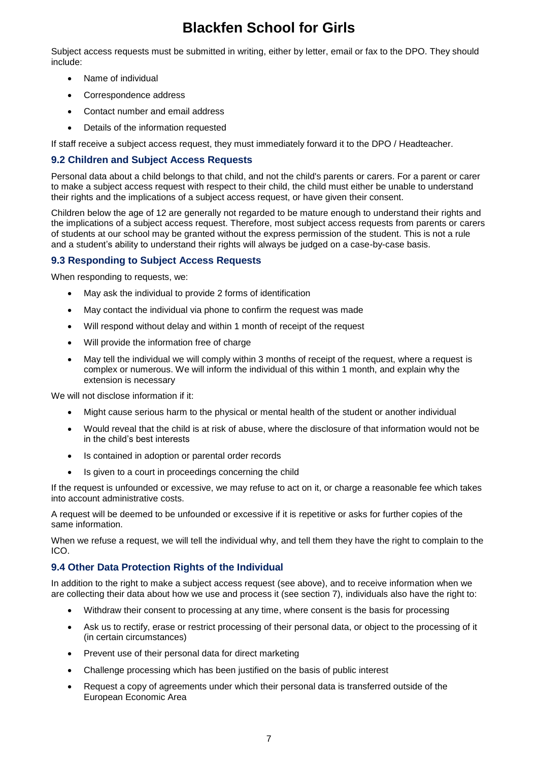Subject access requests must be submitted in writing, either by letter, email or fax to the DPO. They should include:

- Name of individual
- Correspondence address
- Contact number and email address
- Details of the information requested

If staff receive a subject access request, they must immediately forward it to the DPO / Headteacher.

### 9.2 Children and Subject Access Requests

Personal data about a child belongs to that child, and not the child's parents or carers. For a parent or carer to make a subject access request with respect to their child, the child must either be unable to understand their rights and the implications of a subject access request, or have given their consent.

Children below the age of 12 are generally not regarded to be mature enough to understand their rights and the implications of a subject access request. Therefore, most subject access requests from parents or carers of students at our school may be granted without the express permission of the student. This is not a rule and a student's ability to understand their rights will always be judged on a case-by-case basis.

### 9.3 Responding to Subject Access Requests

When responding to requests, we:

- May ask the individual to provide 2 forms of identification
- May contact the individual via phone to confirm the request was made
- Will respond without delay and within 1 month of receipt of the request
- Will provide the information free of charge
- May tell the individual we will comply within 3 months of receipt of the request, where a request is complex or numerous. We will inform the individual of this within 1 month, and explain why the extension is necessary

We will not disclose information if it:

- Might cause serious harm to the physical or mental health of the student or another individual
- Would reveal that the child is at risk of abuse, where the disclosure of that information would not be in the child's best interests
- Is contained in adoption or parental order records
- Is given to a court in proceedings concerning the child

If the request is unfounded or excessive, we may refuse to act on it, or charge a reasonable fee which takes into account administrative costs.

A request will be deemed to be unfounded or excessive if it is repetitive or asks for further copies of the same information.

When we refuse a request, we will tell the individual why, and tell them they have the right to complain to the ICO.

### 9.4 Other Data Protection Rights of the Individual

In addition to the right to make a subject access request (see above), and to receive information when we are collecting their data about how we use and process it (see section 7), individuals also have the right to:

- Withdraw their consent to processing at any time, where consent is the basis for processing
- Ask us to rectify, erase or restrict processing of their personal data, or object to the processing of it (in certain circumstances)
- Prevent use of their personal data for direct marketing
- Challenge processing which has been justified on the basis of public interest
- Request a copy of agreements under which their personal data is transferred outside of the European Economic Area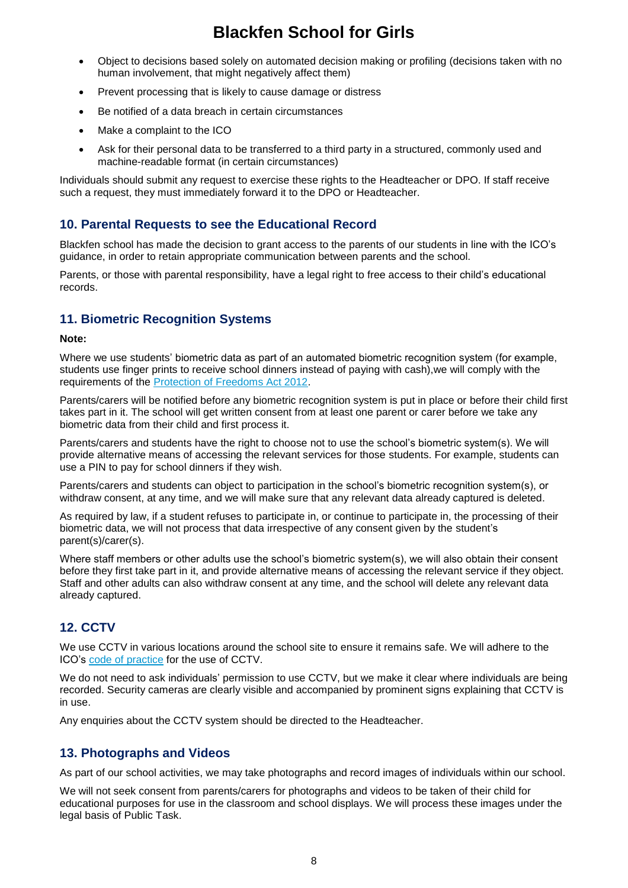- Object to decisions based solely on automated decision making or profiling (decisions taken with no human involvement, that might negatively affect them)
- Prevent processing that is likely to cause damage or distress
- Be notified of a data breach in certain circumstances
- Make a complaint to the ICO
- Ask for their personal data to be transferred to a third party in a structured, commonly used and machine-readable format (in certain circumstances)

Individuals should submit any request to exercise these rights to the Headteacher or DPO. If staff receive such a request, they must immediately forward it to the DPO or Headteacher.

## 10. Parental Requests to see the Educational Record

Blackfen school has made the decision to grant access to the parents of our students in line with the ICO's guidance, in order to retain appropriate communication between parents and the school.

Parents, or those with parental responsibility, have a legal right to free access to their child's educational records.

## 11. Biometric Recognition Systems

**Note:**

Where we use students' biometric data as part of an automated biometric recognition system (for example, students use finger prints to receive school dinners instead of paying with cash),we will comply with the requirements of the Protection of Freedoms Act 2012.

Parents/carers will be notified before any biometric recognition system is put in place or before their child first takes part in it. The school will get written consent from at least one parent or carer before we take any biometric data from their child and first process it.

Parents/carers and students have the right to choose not to use the school's biometric system(s). We will provide alternative means of accessing the relevant services for those students. For example, students can use a PIN to pay for school dinners if they wish.

Parents/carers and students can object to participation in the school's biometric recognition system(s), or withdraw consent, at any time, and we will make sure that any relevant data already captured is deleted.

As required by law, if a student refuses to participate in, or continue to participate in, the processing of their biometric data, we will not process that data irrespective of any consent given by the student's parent(s)/carer(s).

Where staff members or other adults use the school's biometric system(s), we will also obtain their consent before they first take part in it, and provide alternative means of accessing the relevant service if they object. Staff and other adults can also withdraw consent at any time, and the school will delete any relevant data already captured.

## 12. CCTV

We use CCTV in various locations around the school site to ensure it remains safe. We will adhere to the ICO's code of practice for the use of CCTV.

We do not need to ask individuals' permission to use CCTV, but we make it clear where individuals are being recorded. Security cameras are clearly visible and accompanied by prominent signs explaining that CCTV is in use.

Any enquiries about the CCTV system should be directed to the Headteacher.

## 13. Photographs and Videos

As part of our school activities, we may take photographs and record images of individuals within our school.

We will not seek consent from parents/carers for photographs and videos to be taken of their child for educational purposes for use in the classroom and school displays. We will process these images under the legal basis of Public Task.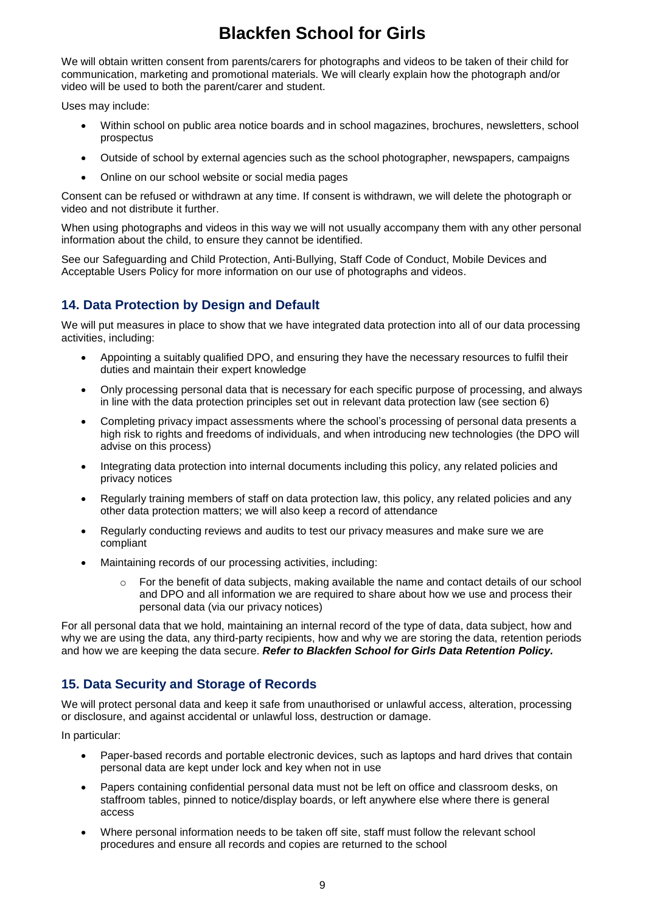We will obtain written consent from parents/carers for photographs and videos to be taken of their child for communication, marketing and promotional materials. We will clearly explain how the photograph and/or video will be used to both the parent/carer and student.

Uses may include:

- Within school on public area notice boards and in school magazines, brochures, newsletters, school prospectus
- Outside of school by external agencies such as the school photographer, newspapers, campaigns
- Online on our school website or social media pages

Consent can be refused or withdrawn at any time. If consent is withdrawn, we will delete the photograph or video and not distribute it further.

When using photographs and videos in this way we will not usually accompany them with any other personal information about the child, to ensure they cannot be identified.

See our Safeguarding and Child Protection, Anti-Bullying, Staff Code of Conduct, Mobile Devices and Acceptable Users Policy for more information on our use of photographs and videos.

## 14. Data Protection by Design and Default

We will put measures in place to show that we have integrated data protection into all of our data processing activities, including:

- Appointing a suitably qualified DPO, and ensuring they have the necessary resources to fulfil their duties and maintain their expert knowledge
- Only processing personal data that is necessary for each specific purpose of processing, and always in line with the data protection principles set out in relevant data protection law (see section 6)
- Completing privacy impact assessments where the school's processing of personal data presents a high risk to rights and freedoms of individuals, and when introducing new technologies (the DPO will advise on this process)
- Integrating data protection into internal documents including this policy, any related policies and privacy notices
- Regularly training members of staff on data protection law, this policy, any related policies and any other data protection matters; we will also keep a record of attendance
- Regularly conducting reviews and audits to test our privacy measures and make sure we are compliant
- Maintaining records of our processing activities, including:
    - For the benefit of data subjects, making available the name and contact details of our school and DPO and all information we are required to share about how we use and process their personal data (via our privacy notices)

For all personal data that we hold, maintaining an internal record of the type of data, data subject, how and why we are using the data, any third-party recipients, how and why we are storing the data, retention periods and how we are keeping the data secure. ***Refer to Blackfen School for Girls Data Retention Policy.***

## 15. Data Security and Storage of Records

We will protect personal data and keep it safe from unauthorised or unlawful access, alteration, processing or disclosure, and against accidental or unlawful loss, destruction or damage.

In particular:

- Paper-based records and portable electronic devices, such as laptops and hard drives that contain personal data are kept under lock and key when not in use
- Papers containing confidential personal data must not be left on office and classroom desks, on staffroom tables, pinned to notice/display boards, or left anywhere else where there is general access
- Where personal information needs to be taken off site, staff must follow the relevant school procedures and ensure all records and copies are returned to the school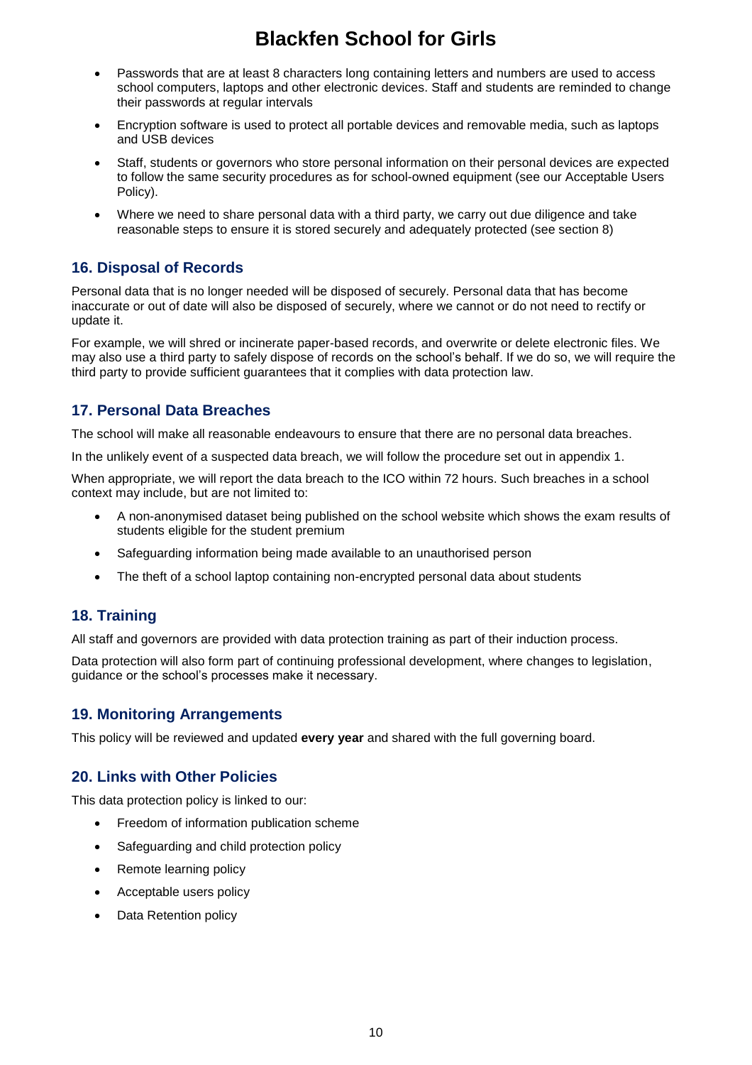- Passwords that are at least 8 characters long containing letters and numbers are used to access school computers, laptops and other electronic devices. Staff and students are reminded to change their passwords at regular intervals
- Encryption software is used to protect all portable devices and removable media, such as laptops and USB devices
- Staff, students or governors who store personal information on their personal devices are expected to follow the same security procedures as for school-owned equipment (see our Acceptable Users Policy).
- Where we need to share personal data with a third party, we carry out due diligence and take reasonable steps to ensure it is stored securely and adequately protected (see section 8)

## 16. Disposal of Records

Personal data that is no longer needed will be disposed of securely. Personal data that has become inaccurate or out of date will also be disposed of securely, where we cannot or do not need to rectify or update it.

For example, we will shred or incinerate paper-based records, and overwrite or delete electronic files. We may also use a third party to safely dispose of records on the school's behalf. If we do so, we will require the third party to provide sufficient guarantees that it complies with data protection law.

## 17. Personal Data Breaches

The school will make all reasonable endeavours to ensure that there are no personal data breaches.

In the unlikely event of a suspected data breach, we will follow the procedure set out in appendix 1.

When appropriate, we will report the data breach to the ICO within 72 hours. Such breaches in a school context may include, but are not limited to:

- A non-anonymised dataset being published on the school website which shows the exam results of students eligible for the student premium
- Safeguarding information being made available to an unauthorised person
- The theft of a school laptop containing non-encrypted personal data about students

## 18. Training

All staff and governors are provided with data protection training as part of their induction process.

Data protection will also form part of continuing professional development, where changes to legislation, guidance or the school's processes make it necessary.

## 19. Monitoring Arrangements

This policy will be reviewed and updated **every year** and shared with the full governing board.

## 20. Links with Other Policies

This data protection policy is linked to our:

- Freedom of information publication scheme
- Safeguarding and child protection policy
- Remote learning policy
- Acceptable users policy
- Data Retention policy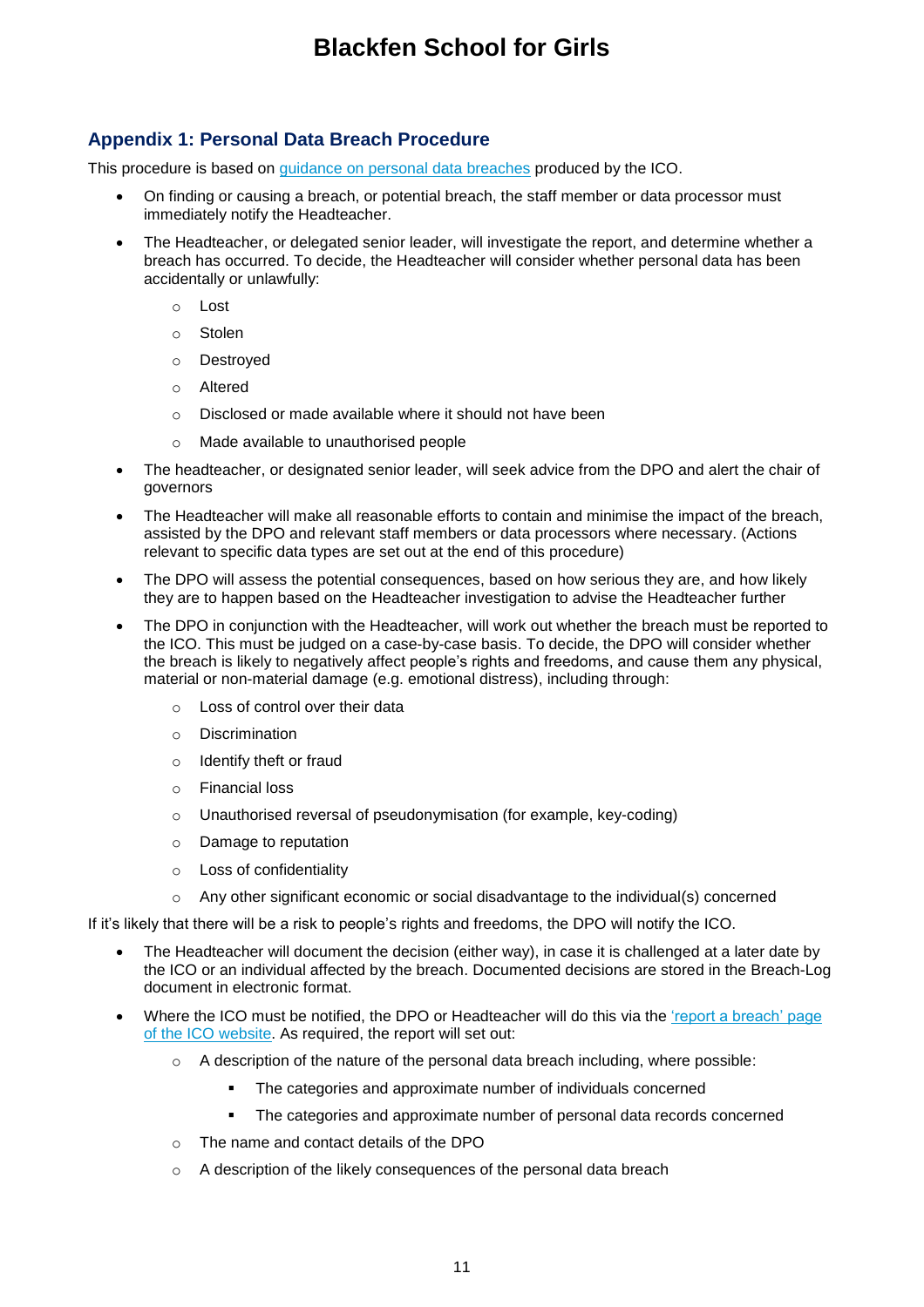## Appendix 1: Personal Data Breach Procedure

This procedure is based on [guidance on personal data breaches](#) produced by the ICO.

- On finding or causing a breach, or potential breach, the staff member or data processor must immediately notify the Headteacher.
- The Headteacher, or delegated senior leader, will investigate the report, and determine whether a breach has occurred. To decide, the Headteacher will consider whether personal data has been accidentally or unlawfully:
  - Lost
  - Stolen
  - Destroyed
  - Altered
  - Disclosed or made available where it should not have been
  - Made available to unauthorised people
- The headteacher, or designated senior leader, will seek advice from the DPO and alert the chair of governors
- The Headteacher will make all reasonable efforts to contain and minimise the impact of the breach, assisted by the DPO and relevant staff members or data processors where necessary. (Actions relevant to specific data types are set out at the end of this procedure)
- The DPO will assess the potential consequences, based on how serious they are, and how likely they are to happen based on the Headteacher investigation to advise the Headteacher further
- The DPO in conjunction with the Headteacher, will work out whether the breach must be reported to the ICO. This must be judged on a case-by-case basis. To decide, the DPO will consider whether the breach is likely to negatively affect people's rights and freedoms, and cause them any physical, material or non-material damage (e.g. emotional distress), including through:
  - Loss of control over their data
  - Discrimination
  - Identify theft or fraud
  - Financial loss
  - Unauthorised reversal of pseudonymisation (for example, key-coding)
  - Damage to reputation
  - Loss of confidentiality
  - Any other significant economic or social disadvantage to the individual(s) concerned

If it's likely that there will be a risk to people's rights and freedoms, the DPO will notify the ICO.

- The Headteacher will document the decision (either way), in case it is challenged at a later date by the ICO or an individual affected by the breach. Documented decisions are stored in the Breach-Log document in electronic format.
- Where the ICO must be notified, the DPO or Headteacher will do this via the ['report a breach' page of the ICO website](#). As required, the report will set out:
  - A description of the nature of the personal data breach including, where possible:
    - The categories and approximate number of individuals concerned
    - The categories and approximate number of personal data records concerned
  - The name and contact details of the DPO
  - A description of the likely consequences of the personal data breach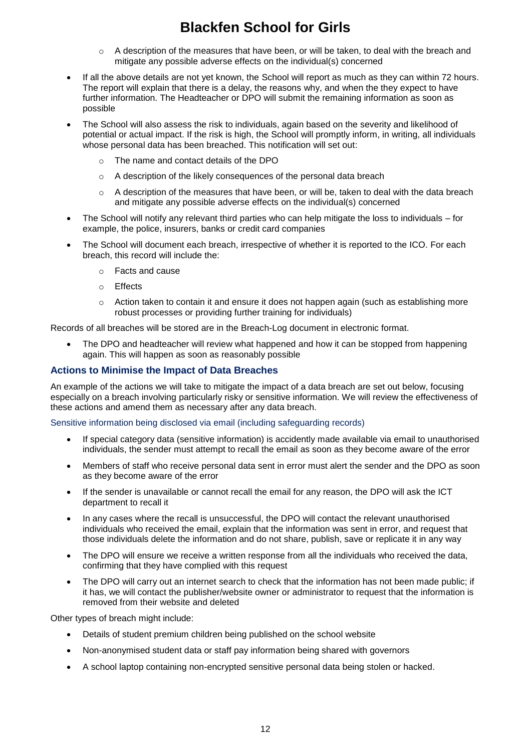- A description of the measures that have been, or will be taken, to deal with the breach and mitigate any possible adverse effects on the individual(s) concerned

- If all the above details are not yet known, the School will report as much as they can within 72 hours. The report will explain that there is a delay, the reasons why, and when the they expect to have further information. The Headteacher or DPO will submit the remaining information as soon as possible

- The School will also assess the risk to individuals, again based on the severity and likelihood of potential or actual impact. If the risk is high, the School will promptly inform, in writing, all individuals whose personal data has been breached. This notification will set out:
  - The name and contact details of the DPO
  - A description of the likely consequences of the personal data breach
  - A description of the measures that have been, or will be, taken to deal with the data breach and mitigate any possible adverse effects on the individual(s) concerned

- The School will notify any relevant third parties who can help mitigate the loss to individuals – for example, the police, insurers, banks or credit card companies

- The School will document each breach, irrespective of whether it is reported to the ICO. For each breach, this record will include the:
  - Facts and cause
  - Effects
  - Action taken to contain it and ensure it does not happen again (such as establishing more robust processes or providing further training for individuals)

Records of all breaches will be stored are in the Breach-Log document in electronic format.

- The DPO and headteacher will review what happened and how it can be stopped from happening again. This will happen as soon as reasonably possible

## Actions to Minimise the Impact of Data Breaches

An example of the actions we will take to mitigate the impact of a data breach are set out below, focusing especially on a breach involving particularly risky or sensitive information. We will review the effectiveness of these actions and amend them as necessary after any data breach.

### Sensitive information being disclosed via email (including safeguarding records)

- If special category data (sensitive information) is accidently made available via email to unauthorised individuals, the sender must attempt to recall the email as soon as they become aware of the error
- Members of staff who receive personal data sent in error must alert the sender and the DPO as soon as they become aware of the error
- If the sender is unavailable or cannot recall the email for any reason, the DPO will ask the ICT department to recall it
- In any cases where the recall is unsuccessful, the DPO will contact the relevant unauthorised individuals who received the email, explain that the information was sent in error, and request that those individuals delete the information and do not share, publish, save or replicate it in any way
- The DPO will ensure we receive a written response from all the individuals who received the data, confirming that they have complied with this request
- The DPO will carry out an internet search to check that the information has not been made public; if it has, we will contact the publisher/website owner or administrator to request that the information is removed from their website and deleted

Other types of breach might include:

- Details of student premium children being published on the school website
- Non-anonymised student data or staff pay information being shared with governors
- A school laptop containing non-encrypted sensitive personal data being stolen or hacked.